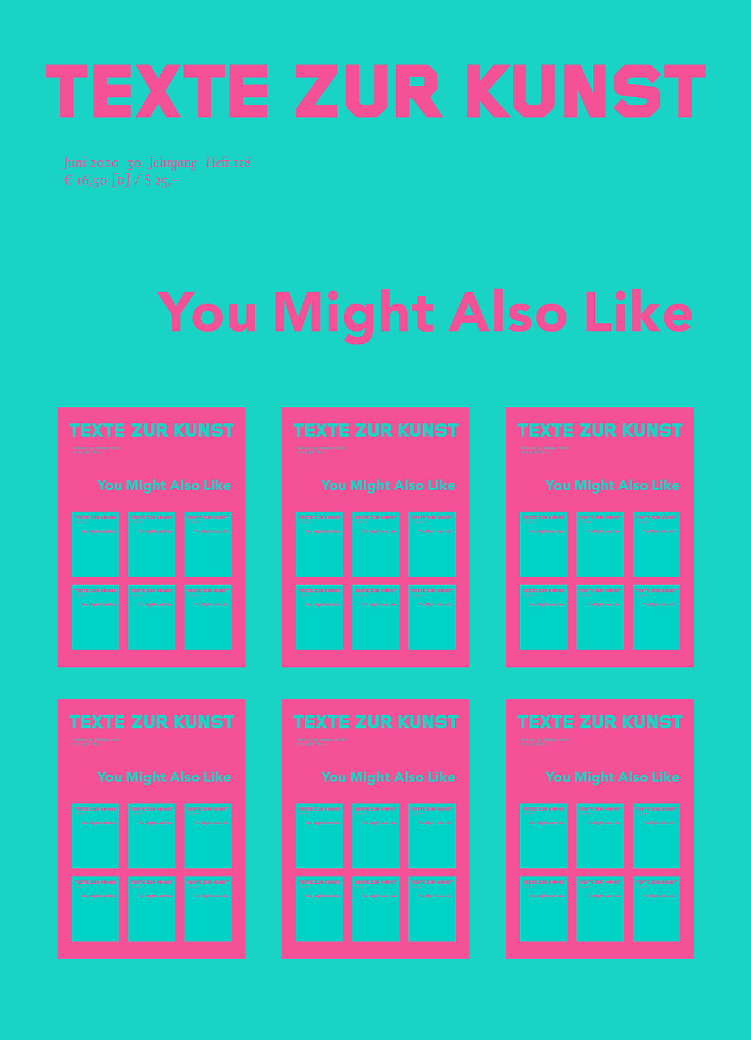# TEXTE ZUR KUNST

Juni 2020 30. Jahrgang Heft 118
€ 16,50 [D] / $ 25,–

## You Might Also Like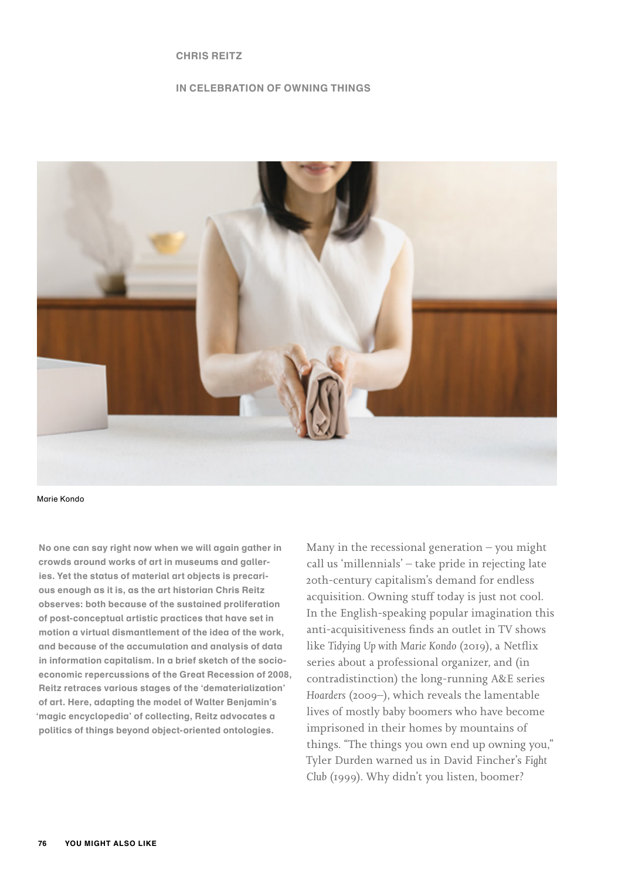CHRIS REITZ

# IN CELEBRATION OF OWNING THINGS

Marie Kondo

**No one can say right now when we will again gather in crowds around works of art in museums and galleries. Yet the status of material art objects is precarious enough as it is, as the art historian Chris Reitz observes: both because of the sustained proliferation of post-conceptual artistic practices that have set in motion a virtual dismantlement of the idea of the work, and because of the accumulation and analysis of data in information capitalism. In a brief sketch of the socio-economic repercussions of the Great Recession of 2008, Reitz retraces various stages of the 'dematerialization' of art. Here, adapting the model of Walter Benjamin's 'magic encyclopedia' of collecting, Reitz advocates a politics of things beyond object-oriented ontologies.**

Many in the recessional generation – you might call us 'millennials' – take pride in rejecting late 20th-century capitalism's demand for endless acquisition. Owning stuff today is just not cool. In the English-speaking popular imagination this anti-acquisitiveness finds an outlet in TV shows like *Tidying Up with Marie Kondo* (2019), a Netflix series about a professional organizer, and (in contradistinction) the long-running A&E series *Hoarders* (2009–), which reveals the lamentable lives of mostly baby boomers who have become imprisoned in their homes by mountains of things. "The things you own end up owning you," Tyler Durden warned us in David Fincher's *Fight Club* (1999). Why didn't you listen, boomer?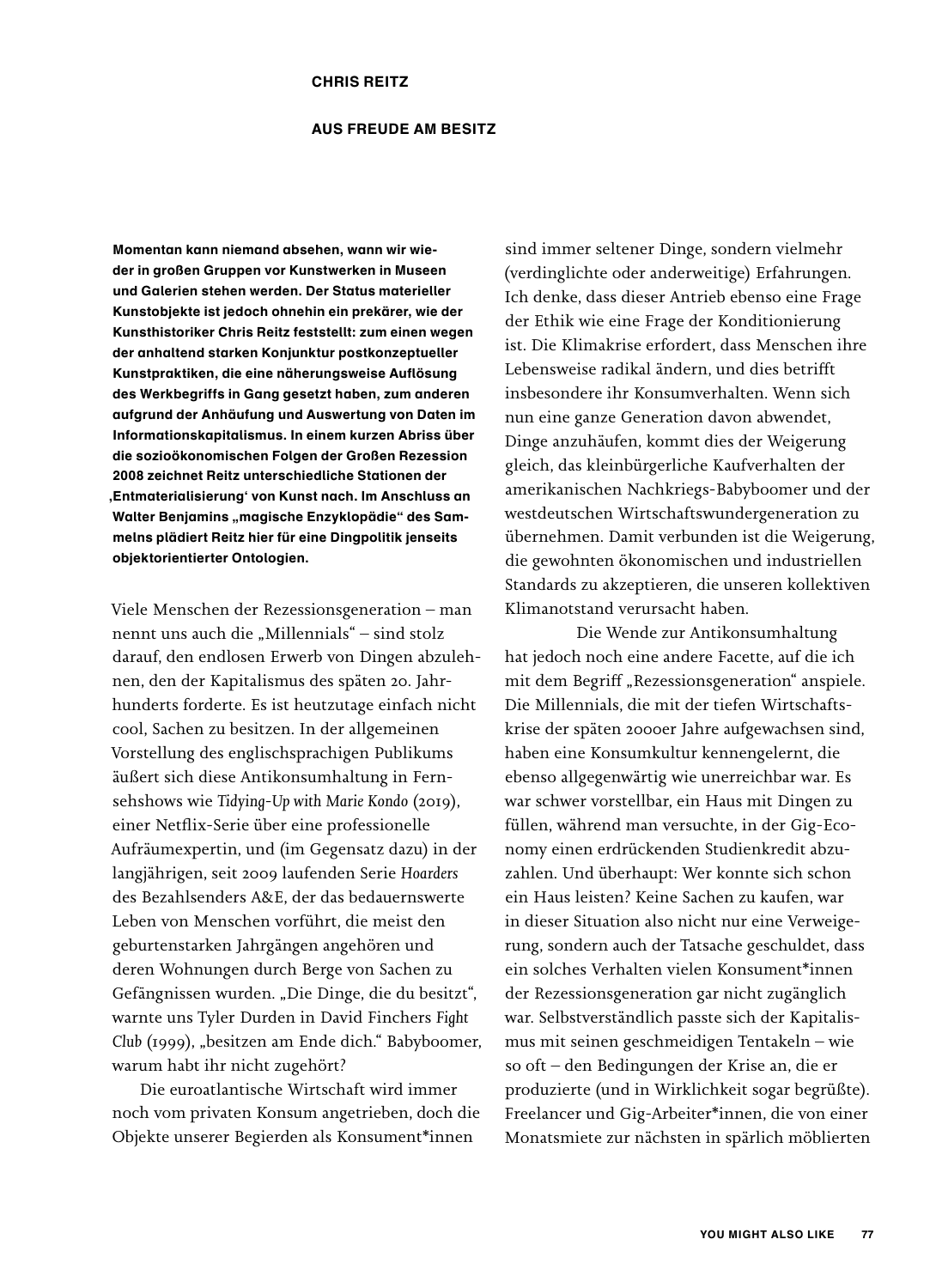**CHRIS REITZ**

# AUS FREUDE AM BESITZ

**Momentan kann niemand absehen, wann wir wieder in großen Gruppen vor Kunstwerken in Museen und Galerien stehen werden. Der Status materieller Kunstobjekte ist jedoch ohnehin ein prekärer, wie der Kunsthistoriker Chris Reitz feststellt: zum einen wegen der anhaltend starken Konjunktur postkonzeptueller Kunstpraktiken, die eine näherungsweise Auflösung des Werkbegriffs in Gang gesetzt haben, zum anderen aufgrund der Anhäufung und Auswertung von Daten im Informationskapitalismus. In einem kurzen Abriss über die sozioökonomischen Folgen der Großen Rezession 2008 zeichnet Reitz unterschiedliche Stationen der ‚Entmaterialisierung' von Kunst nach. Im Anschluss an Walter Benjamins „magische Enzyklopädie" des Sammelns plädiert Reitz hier für eine Dingpolitik jenseits objektorientierter Ontologien.**

Viele Menschen der Rezessionsgeneration – man nennt uns auch die „Millennials" – sind stolz darauf, den endlosen Erwerb von Dingen abzulehnen, den der Kapitalismus des späten 20. Jahrhunderts forderte. Es ist heutzutage einfach nicht cool, Sachen zu besitzen. In der allgemeinen Vorstellung des englischsprachigen Publikums äußert sich diese Antikonsumhaltung in Fernsehshows wie *Tidying-Up with Marie Kondo* (2019), einer Netflix-Serie über eine professionelle Aufräumexpertin, und (im Gegensatz dazu) in der langjährigen, seit 2009 laufenden Serie *Hoarders* des Bezahlsenders A&E, der das bedauernswerte Leben von Menschen vorführt, die meist den geburtenstarken Jahrgängen angehören und deren Wohnungen durch Berge von Sachen zu Gefängnissen wurden. „Die Dinge, die du besitzt", warnte uns Tyler Durden in David Finchers *Fight Club* (1999), „besitzen am Ende dich." Babyboomer, warum habt ihr nicht zugehört?

Die euroatlantische Wirtschaft wird immer noch vom privaten Konsum angetrieben, doch die Objekte unserer Begierden als Konsument*innen sind immer seltener Dinge, sondern vielmehr (verdinglichte oder anderweitige) Erfahrungen. Ich denke, dass dieser Antrieb ebenso eine Frage der Ethik wie eine Frage der Konditionierung ist. Die Klimakrise erfordert, dass Menschen ihre Lebensweise radikal ändern, und dies betrifft insbesondere ihr Konsumverhalten. Wenn sich nun eine ganze Generation davon abwendet, Dinge anzuhäufen, kommt dies der Weigerung gleich, das kleinbürgerliche Kaufverhalten der amerikanischen Nachkriegs-Babyboomer und der westdeutschen Wirtschaftswundergeneration zu übernehmen. Damit verbunden ist die Weigerung, die gewohnten ökonomischen und industriellen Standards zu akzeptieren, die unseren kollektiven Klimanotstand verursacht haben.

Die Wende zur Antikonsumhaltung hat jedoch noch eine andere Facette, auf die ich mit dem Begriff „Rezessionsgeneration" anspiele. Die Millennials, die mit der tiefen Wirtschaftskrise der späten 2000er Jahre aufgewachsen sind, haben eine Konsumkultur kennengelernt, die ebenso allgegenwärtig wie unerreichbar war. Es war schwer vorstellbar, ein Haus mit Dingen zu füllen, während man versuchte, in der Gig-Economy einen erdrückenden Studienkredit abzuzahlen. Und überhaupt: Wer konnte sich schon ein Haus leisten? Keine Sachen zu kaufen, war in dieser Situation also nicht nur eine Verweigerung, sondern auch der Tatsache geschuldet, dass ein solches Verhalten vielen Konsument*innen der Rezessionsgeneration gar nicht zugänglich war. Selbstverständlich passte sich der Kapitalismus mit seinen geschmeidigen Tentakeln – wie so oft – den Bedingungen der Krise an, die er produzierte (und in Wirklichkeit sogar begrüßte). Freelancer und Gig-Arbeiter*innen, die von einer Monatsmiete zur nächsten in spärlich möblierten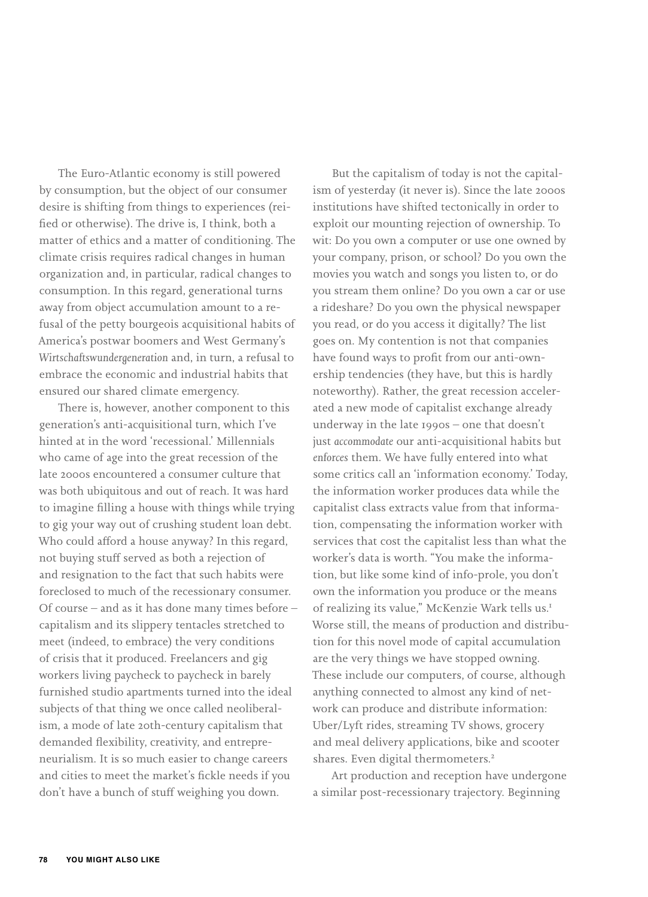The Euro-Atlantic economy is still powered by consumption, but the object of our consumer desire is shifting from things to experiences (reified or otherwise). The drive is, I think, both a matter of ethics and a matter of conditioning. The climate crisis requires radical changes in human organization and, in particular, radical changes to consumption. In this regard, generational turns away from object accumulation amount to a refusal of the petty bourgeois acquisitional habits of America's postwar boomers and West Germany's *Wirtschaftswundergeneration* and, in turn, a refusal to embrace the economic and industrial habits that ensured our shared climate emergency.

There is, however, another component to this generation's anti-acquisitional turn, which I've hinted at in the word 'recessional.' Millennials who came of age into the great recession of the late 2000s encountered a consumer culture that was both ubiquitous and out of reach. It was hard to imagine filling a house with things while trying to gig your way out of crushing student loan debt. Who could afford a house anyway? In this regard, not buying stuff served as both a rejection of and resignation to the fact that such habits were foreclosed to much of the recessionary consumer. Of course – and as it has done many times before – capitalism and its slippery tentacles stretched to meet (indeed, to embrace) the very conditions of crisis that it produced. Freelancers and gig workers living paycheck to paycheck in barely furnished studio apartments turned into the ideal subjects of that thing we once called neoliberalism, a mode of late 20th-century capitalism that demanded flexibility, creativity, and entrepreneurialism. It is so much easier to change careers and cities to meet the market's fickle needs if you don't have a bunch of stuff weighing you down.

But the capitalism of today is not the capitalism of yesterday (it never is). Since the late 2000s institutions have shifted tectonically in order to exploit our mounting rejection of ownership. To wit: Do you own a computer or use one owned by your company, prison, or school? Do you own the movies you watch and songs you listen to, or do you stream them online? Do you own a car or use a rideshare? Do you own the physical newspaper you read, or do you access it digitally? The list goes on. My contention is not that companies have found ways to profit from our anti-ownership tendencies (they have, but this is hardly noteworthy). Rather, the great recession accelerated a new mode of capitalist exchange already underway in the late 1990s – one that doesn't just *accommodate* our anti-acquisitional habits but *enforces* them. We have fully entered into what some critics call an 'information economy.' Today, the information worker produces data while the capitalist class extracts value from that information, compensating the information worker with services that cost the capitalist less than what the worker's data is worth. "You make the information, but like some kind of info-prole, you don't own the information you produce or the means of realizing its value," McKenzie Wark tells us.[1] Worse still, the means of production and distribution for this novel mode of capital accumulation are the very things we have stopped owning. These include our computers, of course, although anything connected to almost any kind of network can produce and distribute information: Uber/Lyft rides, streaming TV shows, grocery and meal delivery applications, bike and scooter shares. Even digital thermometers.[2]

Art production and reception have undergone a similar post-recessionary trajectory. Beginning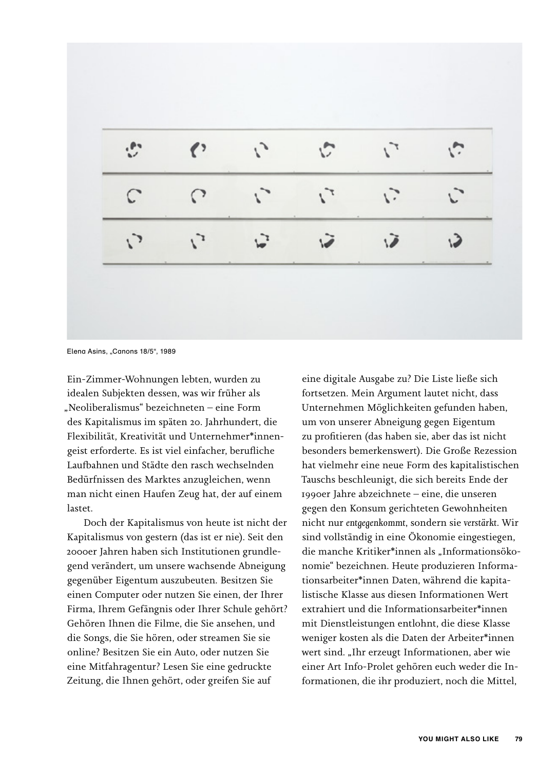Elena Asins, „Canons 18/5“, 1989

Ein-Zimmer-Wohnungen lebten, wurden zu idealen Subjekten dessen, was wir früher als „Neoliberalismus“ bezeichneten – eine Form des Kapitalismus im späten 20. Jahrhundert, die Flexibilität, Kreativität und Unternehmer*innengeist erforderte. Es ist viel einfacher, berufliche Laufbahnen und Städte den rasch wechselnden Bedürfnissen des Marktes anzugleichen, wenn man nicht einen Haufen Zeug hat, der auf einem lastet.

Doch der Kapitalismus von heute ist nicht der Kapitalismus von gestern (das ist er nie). Seit den 2000er Jahren haben sich Institutionen grundlegend verändert, um unsere wachsende Abneigung gegenüber Eigentum auszubeuten. Besitzen Sie einen Computer oder nutzen Sie einen, der Ihrer Firma, Ihrem Gefängnis oder Ihrer Schule gehört? Gehören Ihnen die Filme, die Sie ansehen, und die Songs, die Sie hören, oder streamen Sie sie online? Besitzen Sie ein Auto, oder nutzen Sie eine Mitfahragentur? Lesen Sie eine gedruckte Zeitung, die Ihnen gehört, oder greifen Sie auf eine digitale Ausgabe zu? Die Liste ließe sich fortsetzen. Mein Argument lautet nicht, dass Unternehmen Möglichkeiten gefunden haben, um von unserer Abneigung gegen Eigentum zu profitieren (das haben sie, aber das ist nicht besonders bemerkenswert). Die Große Rezession hat vielmehr eine neue Form des kapitalistischen Tauschs beschleunigt, die sich bereits Ende der 1990er Jahre abzeichnete – eine, die unseren gegen den Konsum gerichteten Gewohnheiten nicht nur *entgegenkommt*, sondern sie *verstärkt*. Wir sind vollständig in eine Ökonomie eingestiegen, die manche Kritiker*innen als „Informationsökonomie“ bezeichnen. Heute produzieren Informationsarbeiter*innen Daten, während die kapitalistische Klasse aus diesen Informationen Wert extrahiert und die Informationsarbeiter*innen mit Dienstleistungen entlohnt, die diese Klasse weniger kosten als die Daten der Arbeiter*innen wert sind. „Ihr erzeugt Informationen, aber wie einer Art Info-Prolet gehören euch weder die Informationen, die ihr produziert, noch die Mittel,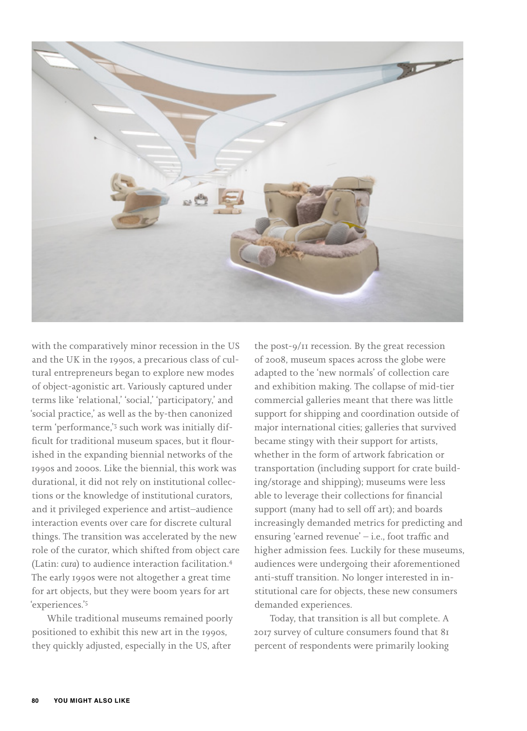with the comparatively minor recession in the US and the UK in the 1990s, a precarious class of cultural entrepreneurs began to explore new modes of object-agonistic art. Variously captured under terms like 'relational,' 'social,' 'participatory,' and 'social practice,' as well as the by-then canonized term 'performance,'[3] such work was initially difficult for traditional museum spaces, but it flourished in the expanding biennial networks of the 1990s and 2000s. Like the biennial, this work was durational, it did not rely on institutional collections or the knowledge of institutional curators, and it privileged experience and artist–audience interaction events over care for discrete cultural things. The transition was accelerated by the new role of the curator, which shifted from object care (Latin: *cura*) to audience interaction facilitation.[4] The early 1990s were not altogether a great time for art objects, but they were boom years for art 'experiences.'[5]

While traditional museums remained poorly positioned to exhibit this new art in the 1990s, they quickly adjusted, especially in the US, after the post-9/11 recession. By the great recession of 2008, museum spaces across the globe were adapted to the 'new normals' of collection care and exhibition making. The collapse of mid-tier commercial galleries meant that there was little support for shipping and coordination outside of major international cities; galleries that survived became stingy with their support for artists, whether in the form of artwork fabrication or transportation (including support for crate building/storage and shipping); museums were less able to leverage their collections for financial support (many had to sell off art); and boards increasingly demanded metrics for predicting and ensuring 'earned revenue' – i.e., foot traffic and higher admission fees. Luckily for these museums, audiences were undergoing their aforementioned anti-stuff transition. No longer interested in institutional care for objects, these new consumers demanded experiences.

Today, that transition is all but complete. A 2017 survey of culture consumers found that 81 percent of respondents were primarily looking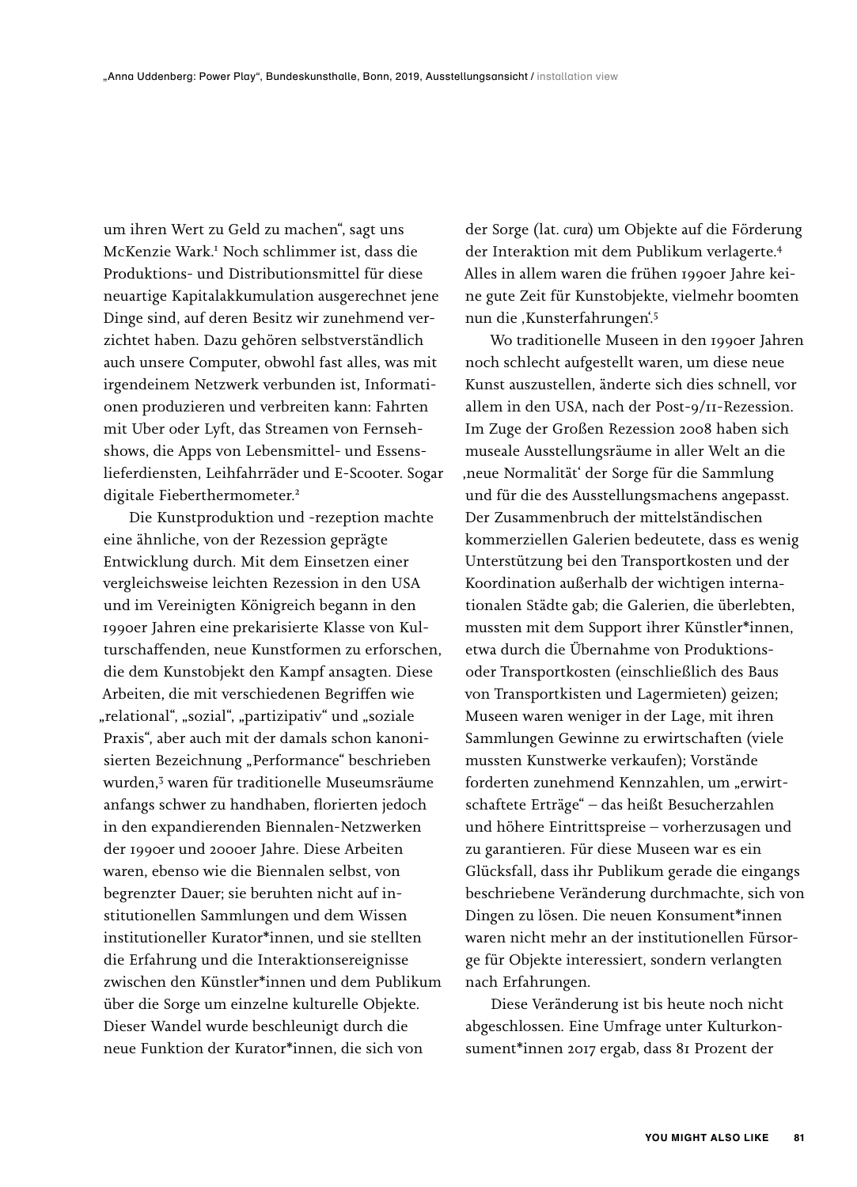„Anna Uddenberg: Power Play", Bundeskunsthalle, Bonn, 2019, Ausstellungsansicht / installation view

um ihren Wert zu Geld zu machen", sagt uns McKenzie Wark.[1] Noch schlimmer ist, dass die Produktions- und Distributionsmittel für diese neuartige Kapitalakkumulation ausgerechnet jene Dinge sind, auf deren Besitz wir zunehmend verzichtet haben. Dazu gehören selbstverständlich auch unsere Computer, obwohl fast alles, was mit irgendeinem Netzwerk verbunden ist, Informationen produzieren und verbreiten kann: Fahrten mit Uber oder Lyft, das Streamen von Fernsehshows, die Apps von Lebensmittel- und Essenslieferdiensten, Leihfahrräder und E-Scooter. Sogar digitale Fieberthermometer.[2]

Die Kunstproduktion und -rezeption machte eine ähnliche, von der Rezession geprägte Entwicklung durch. Mit dem Einsetzen einer vergleichsweise leichten Rezession in den USA und im Vereinigten Königreich begann in den 1990er Jahren eine prekarisierte Klasse von Kulturschaffenden, neue Kunstformen zu erforschen, die dem Kunstobjekt den Kampf ansagten. Diese Arbeiten, die mit verschiedenen Begriffen wie „relational", „sozial", „partizipativ" und „soziale Praxis", aber auch mit der damals schon kanonisierten Bezeichnung „Performance" beschrieben wurden,[3] waren für traditionelle Museumsräume anfangs schwer zu handhaben, florierten jedoch in den expandierenden Biennalen-Netzwerken der 1990er und 2000er Jahre. Diese Arbeiten waren, ebenso wie die Biennalen selbst, von begrenzter Dauer; sie beruhten nicht auf institutionellen Sammlungen und dem Wissen institutioneller Kurator*innen, und sie stellten die Erfahrung und die Interaktionsereignisse zwischen den Künstler*innen und dem Publikum über die Sorge um einzelne kulturelle Objekte. Dieser Wandel wurde beschleunigt durch die neue Funktion der Kurator*innen, die sich von der Sorge (lat. *cura*) um Objekte auf die Förderung der Interaktion mit dem Publikum verlagerte.[4] Alles in allem waren die frühen 1990er Jahre keine gute Zeit für Kunstobjekte, vielmehr boomten nun die ‚Kunsterfahrungen'.[5]

Wo traditionelle Museen in den 1990er Jahren noch schlecht aufgestellt waren, um diese neue Kunst auszustellen, änderte sich dies schnell, vor allem in den USA, nach der Post-9/11-Rezession. Im Zuge der Großen Rezession 2008 haben sich museale Ausstellungsräume in aller Welt an die ‚neue Normalität' der Sorge für die Sammlung und für die des Ausstellungsmachens angepasst. Der Zusammenbruch der mittelständischen kommerziellen Galerien bedeutete, dass es wenig Unterstützung bei den Transportkosten und der Koordination außerhalb der wichtigen internationalen Städte gab; die Galerien, die überlebten, mussten mit dem Support ihrer Künstler*innen, etwa durch die Übernahme von Produktions- oder Transportkosten (einschließlich des Baus von Transportkisten und Lagermieten) geizen; Museen waren weniger in der Lage, mit ihren Sammlungen Gewinne zu erwirtschaften (viele mussten Kunstwerke verkaufen); Vorstände forderten zunehmend Kennzahlen, um „erwirtschaftete Erträge" – das heißt Besucherzahlen und höhere Eintrittspreise – vorherzusagen und zu garantieren. Für diese Museen war es ein Glücksfall, dass ihr Publikum gerade die eingangs beschriebene Veränderung durchmachte, sich von Dingen zu lösen. Die neuen Konsument*innen waren nicht mehr an der institutionellen Fürsorge für Objekte interessiert, sondern verlangten nach Erfahrungen.

Diese Veränderung ist bis heute noch nicht abgeschlossen. Eine Umfrage unter Kulturkonsument*innen 2017 ergab, dass 81 Prozent der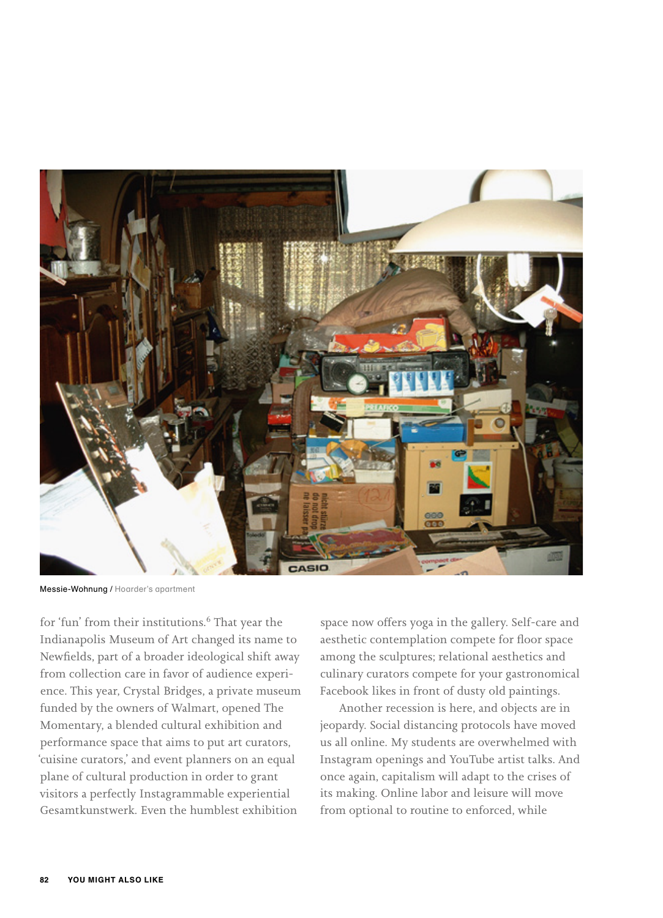Messie-Wohnung / Hoarder's apartment

for 'fun' from their institutions.[6] That year the Indianapolis Museum of Art changed its name to Newfields, part of a broader ideological shift away from collection care in favor of audience experience. This year, Crystal Bridges, a private museum funded by the owners of Walmart, opened The Momentary, a blended cultural exhibition and performance space that aims to put art curators, 'cuisine curators,' and event planners on an equal plane of cultural production in order to grant visitors a perfectly Instagrammable experiential Gesamtkunstwerk. Even the humblest exhibition space now offers yoga in the gallery. Self-care and aesthetic contemplation compete for floor space among the sculptures; relational aesthetics and culinary curators compete for your gastronomical Facebook likes in front of dusty old paintings.

Another recession is here, and objects are in jeopardy. Social distancing protocols have moved us all online. My students are overwhelmed with Instagram openings and YouTube artist talks. And once again, capitalism will adapt to the crises of its making. Online labor and leisure will move from optional to routine to enforced, while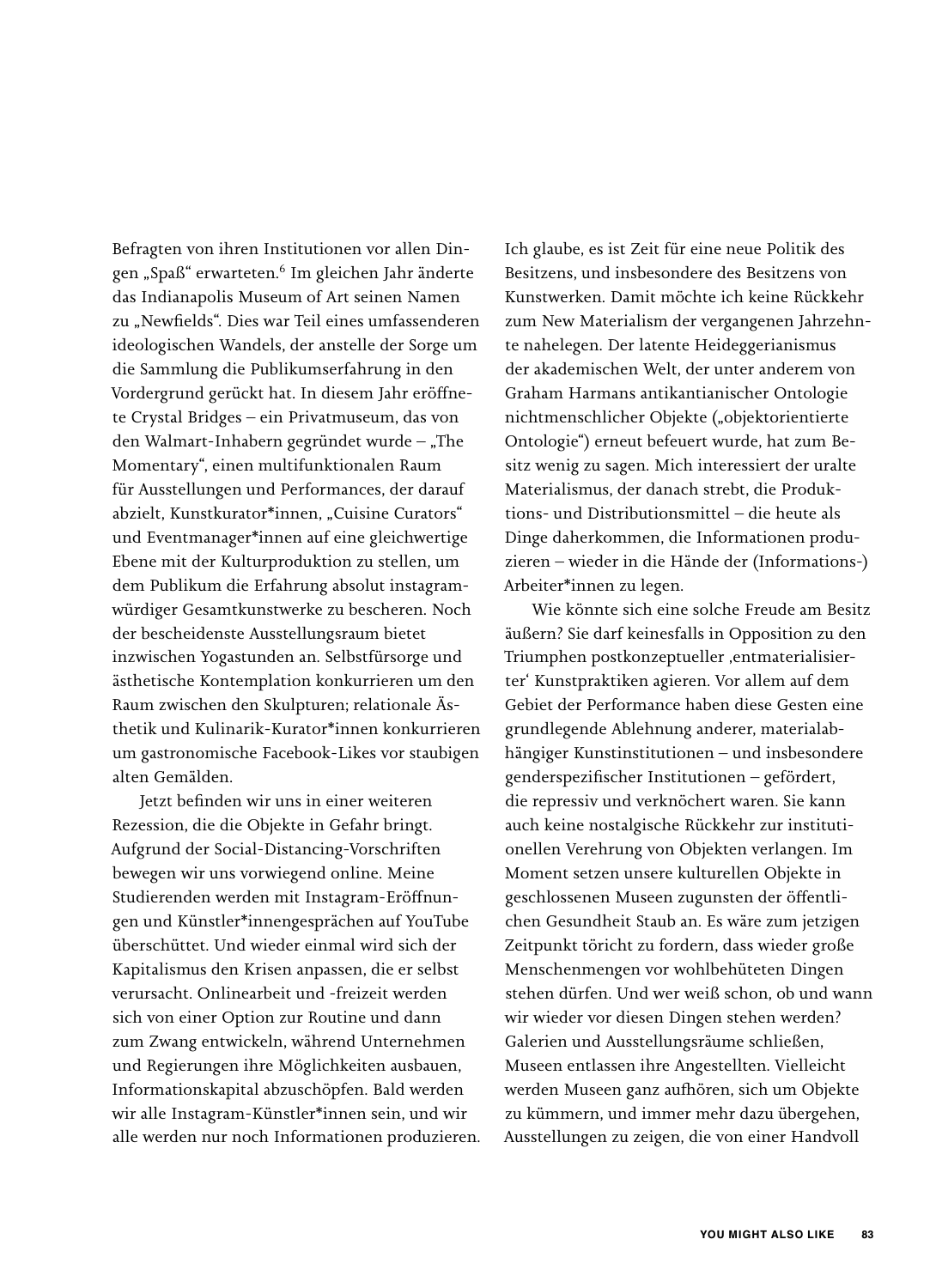Befragten von ihren Institutionen vor allen Dingen „Spaß“ erwarteten.[6] Im gleichen Jahr änderte das Indianapolis Museum of Art seinen Namen zu „Newfields“. Dies war Teil eines umfassenderen ideologischen Wandels, der anstelle der Sorge um die Sammlung die Publikumserfahrung in den Vordergrund gerückt hat. In diesem Jahr eröffnete Crystal Bridges – ein Privatmuseum, das von den Walmart-Inhabern gegründet wurde – „The Momentary“, einen multifunktionalen Raum für Ausstellungen und Performances, der darauf abzielt, Kunstkurator*innen, „Cuisine Curators“ und Eventmanager*innen auf eine gleichwertige Ebene mit der Kulturproduktion zu stellen, um dem Publikum die Erfahrung absolut instagramwürdiger Gesamtkunstwerke zu bescheren. Noch der bescheidenste Ausstellungsraum bietet inzwischen Yogastunden an. Selbstfürsorge und ästhetische Kontemplation konkurrieren um den Raum zwischen den Skulpturen; relationale Ästhetik und Kulinarik-Kurator*innen konkurrieren um gastronomische Facebook-Likes vor staubigen alten Gemälden.

Jetzt befinden wir uns in einer weiteren Rezession, die die Objekte in Gefahr bringt. Aufgrund der Social-Distancing-Vorschriften bewegen wir uns vorwiegend online. Meine Studierenden werden mit Instagram-Eröffnungen und Künstler*innengesprächen auf YouTube überschüttet. Und wieder einmal wird sich der Kapitalismus den Krisen anpassen, die er selbst verursacht. Onlinearbeit und -freizeit werden sich von einer Option zur Routine und dann zum Zwang entwickeln, während Unternehmen und Regierungen ihre Möglichkeiten ausbauen, Informationskapital abzuschöpfen. Bald werden wir alle Instagram-Künstler*innen sein, und wir alle werden nur noch Informationen produzieren.

Ich glaube, es ist Zeit für eine neue Politik des Besitzens, und insbesondere des Besitzens von Kunstwerken. Damit möchte ich keine Rückkehr zum New Materialism der vergangenen Jahrzehnte nahelegen. Der latente Heideggerianismus der akademischen Welt, der unter anderem von Graham Harmans antikantianischer Ontologie nichtmenschlicher Objekte („objektorientierte Ontologie“) erneut befeuert wurde, hat zum Besitz wenig zu sagen. Mich interessiert der uralte Materialismus, der danach strebt, die Produktions- und Distributionsmittel – die heute als Dinge daherkommen, die Informationen produzieren – wieder in die Hände der (Informations-)Arbeiter*innen zu legen.

Wie könnte sich eine solche Freude am Besitz äußern? Sie darf keinesfalls in Opposition zu den Triumphen postkonzeptueller ‚entmaterialisierter‘ Kunstpraktiken agieren. Vor allem auf dem Gebiet der Performance haben diese Gesten eine grundlegende Ablehnung anderer, materialabhängiger Kunstinstitutionen – und insbesondere genderspezifischer Institutionen – gefördert, die repressiv und verknöchert waren. Sie kann auch keine nostalgische Rückkehr zur institutionellen Verehrung von Objekten verlangen. Im Moment setzen unsere kulturellen Objekte in geschlossenen Museen zugunsten der öffentlichen Gesundheit Staub an. Es wäre zum jetzigen Zeitpunkt töricht zu fordern, dass wieder große Menschenmengen vor wohlbehüteten Dingen stehen dürfen. Und wer weiß schon, ob und wann wir wieder vor diesen Dingen stehen werden? Galerien und Ausstellungsräume schließen, Museen entlassen ihre Angestellten. Vielleicht werden Museen ganz aufhören, sich um Objekte zu kümmern, und immer mehr dazu übergehen, Ausstellungen zu zeigen, die von einer Handvoll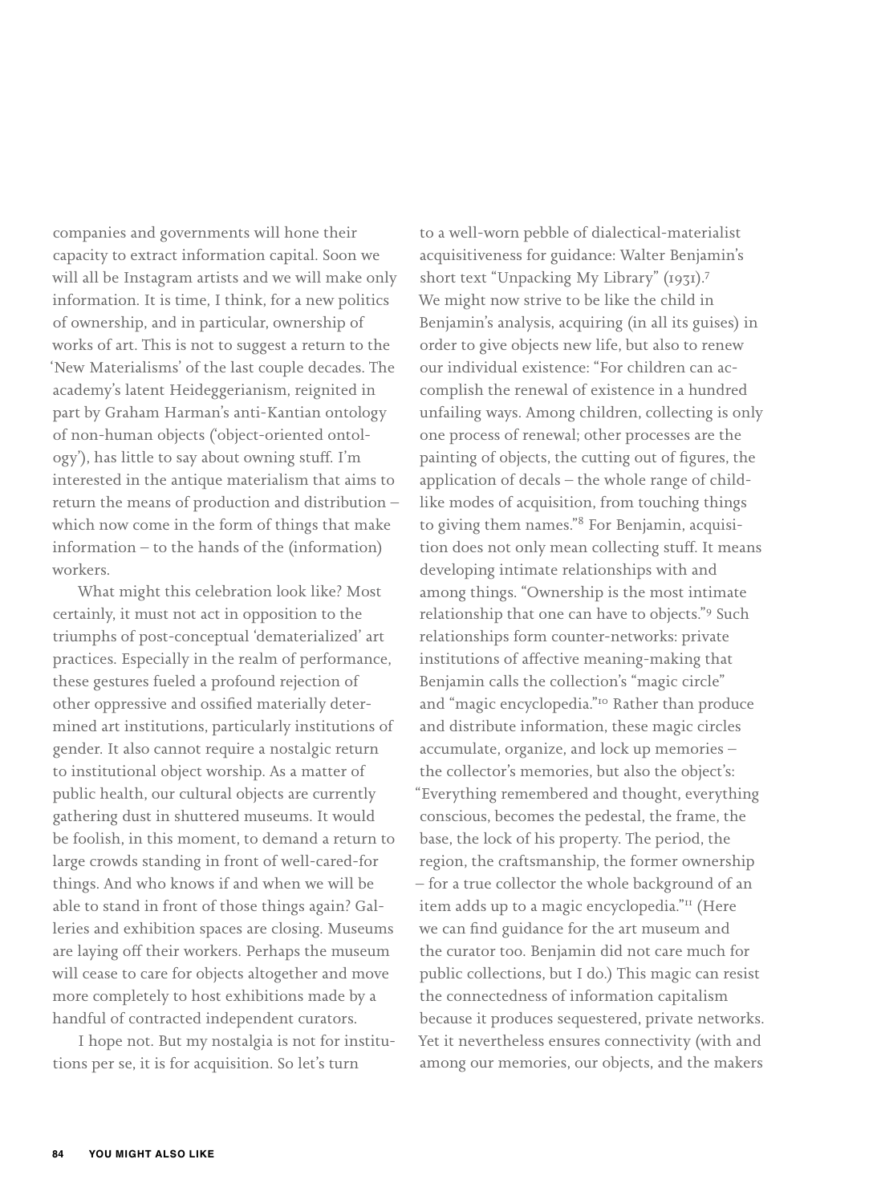companies and governments will hone their capacity to extract information capital. Soon we will all be Instagram artists and we will make only information. It is time, I think, for a new politics of ownership, and in particular, ownership of works of art. This is not to suggest a return to the 'New Materialisms' of the last couple decades. The academy's latent Heideggerianism, reignited in part by Graham Harman's anti-Kantian ontology of non-human objects ('object-oriented ontology'), has little to say about owning stuff. I'm interested in the antique materialism that aims to return the means of production and distribution – which now come in the form of things that make information – to the hands of the (information) workers.

What might this celebration look like? Most certainly, it must not act in opposition to the triumphs of post-conceptual 'dematerialized' art practices. Especially in the realm of performance, these gestures fueled a profound rejection of other oppressive and ossified materially determined art institutions, particularly institutions of gender. It also cannot require a nostalgic return to institutional object worship. As a matter of public health, our cultural objects are currently gathering dust in shuttered museums. It would be foolish, in this moment, to demand a return to large crowds standing in front of well-cared-for things. And who knows if and when we will be able to stand in front of those things again? Galleries and exhibition spaces are closing. Museums are laying off their workers. Perhaps the museum will cease to care for objects altogether and move more completely to host exhibitions made by a handful of contracted independent curators.

I hope not. But my nostalgia is not for institutions per se, it is for acquisition. So let's turn to a well-worn pebble of dialectical-materialist acquisitiveness for guidance: Walter Benjamin's short text "Unpacking My Library" (1931).[7] We might now strive to be like the child in Benjamin's analysis, acquiring (in all its guises) in order to give objects new life, but also to renew our individual existence: "For children can accomplish the renewal of existence in a hundred unfailing ways. Among children, collecting is only one process of renewal; other processes are the painting of objects, the cutting out of figures, the application of decals – the whole range of child-like modes of acquisition, from touching things to giving them names."[8] For Benjamin, acquisition does not only mean collecting stuff. It means developing intimate relationships with and among things. "Ownership is the most intimate relationship that one can have to objects."[9] Such relationships form counter-networks: private institutions of affective meaning-making that Benjamin calls the collection's "magic circle" and "magic encyclopedia."[10] Rather than produce and distribute information, these magic circles accumulate, organize, and lock up memories – the collector's memories, but also the object's: "Everything remembered and thought, everything conscious, becomes the pedestal, the frame, the base, the lock of his property. The period, the region, the craftsmanship, the former ownership – for a true collector the whole background of an item adds up to a magic encyclopedia."[11] (Here we can find guidance for the art museum and the curator too. Benjamin did not care much for public collections, but I do.) This magic can resist the connectedness of information capitalism because it produces sequestered, private networks. Yet it nevertheless ensures connectivity (with and among our memories, our objects, and the makers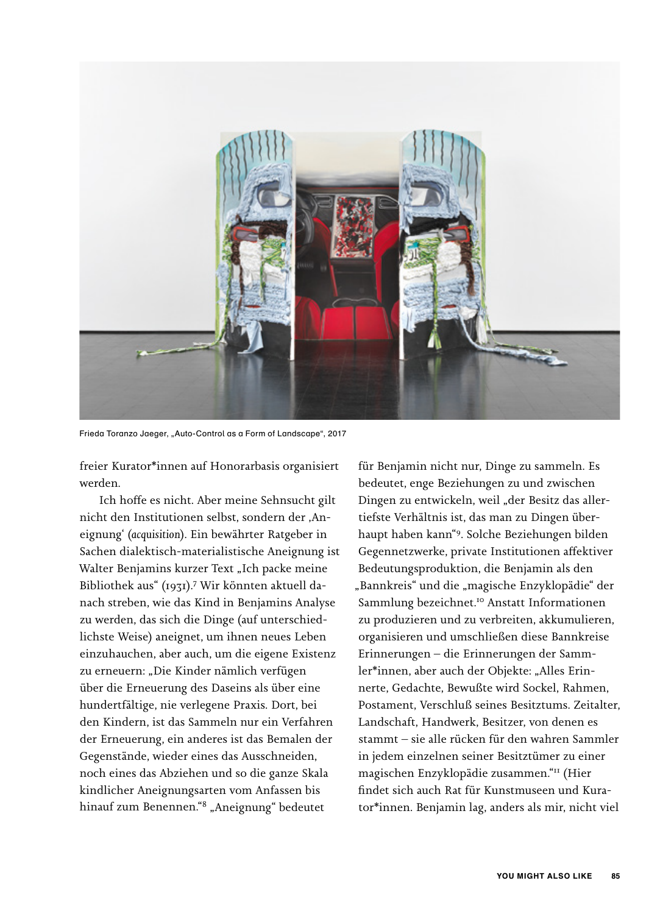Frieda Toranzo Jaeger, „Auto-Control as a Form of Landscape", 2017

freier Kurator*innen auf Honorarbasis organisiert werden.

Ich hoffe es nicht. Aber meine Sehnsucht gilt nicht den Institutionen selbst, sondern der ‚Aneignung' (*acquisition*). Ein bewährter Ratgeber in Sachen dialektisch-materialistische Aneignung ist Walter Benjamins kurzer Text „Ich packe meine Bibliothek aus" (1931).[7] Wir könnten aktuell danach streben, wie das Kind in Benjamins Analyse zu werden, das sich die Dinge (auf unterschiedlichste Weise) aneignet, um ihnen neues Leben einzuhauchen, aber auch, um die eigene Existenz zu erneuern: „Die Kinder nämlich verfügen über die Erneuerung des Daseins als über eine hundertfältige, nie verlegene Praxis. Dort, bei den Kindern, ist das Sammeln nur ein Verfahren der Erneuerung, ein anderes ist das Bemalen der Gegenstände, wieder eines das Ausschneiden, noch eines das Abziehen und so die ganze Skala kindlicher Aneignungsarten vom Anfassen bis hinauf zum Benennen."[8] „Aneignung" bedeutet für Benjamin nicht nur, Dinge zu sammeln. Es bedeutet, enge Beziehungen zu und zwischen Dingen zu entwickeln, weil „der Besitz das allertiefste Verhältnis ist, das man zu Dingen überhaupt haben kann"[9]. Solche Beziehungen bilden Gegennetzwerke, private Institutionen affektiver Bedeutungsproduktion, die Benjamin als den „Bannkreis" und die „magische Enzyklopädie" der Sammlung bezeichnet.[10] Anstatt Informationen zu produzieren und zu verbreiten, akkumulieren, organisieren und umschließen diese Bannkreise Erinnerungen – die Erinnerungen der Sammler*innen, aber auch der Objekte: „Alles Erinnerte, Gedachte, Bewußte wird Sockel, Rahmen, Postament, Verschluß seines Besitztums. Zeitalter, Landschaft, Handwerk, Besitzer, von denen es stammt – sie alle rücken für den wahren Sammler in jedem einzelnen seiner Besitztümer zu einer magischen Enzyklopädie zusammen."[11] (Hier findet sich auch Rat für Kunstmuseen und Kurator*innen. Benjamin lag, anders als mir, nicht viel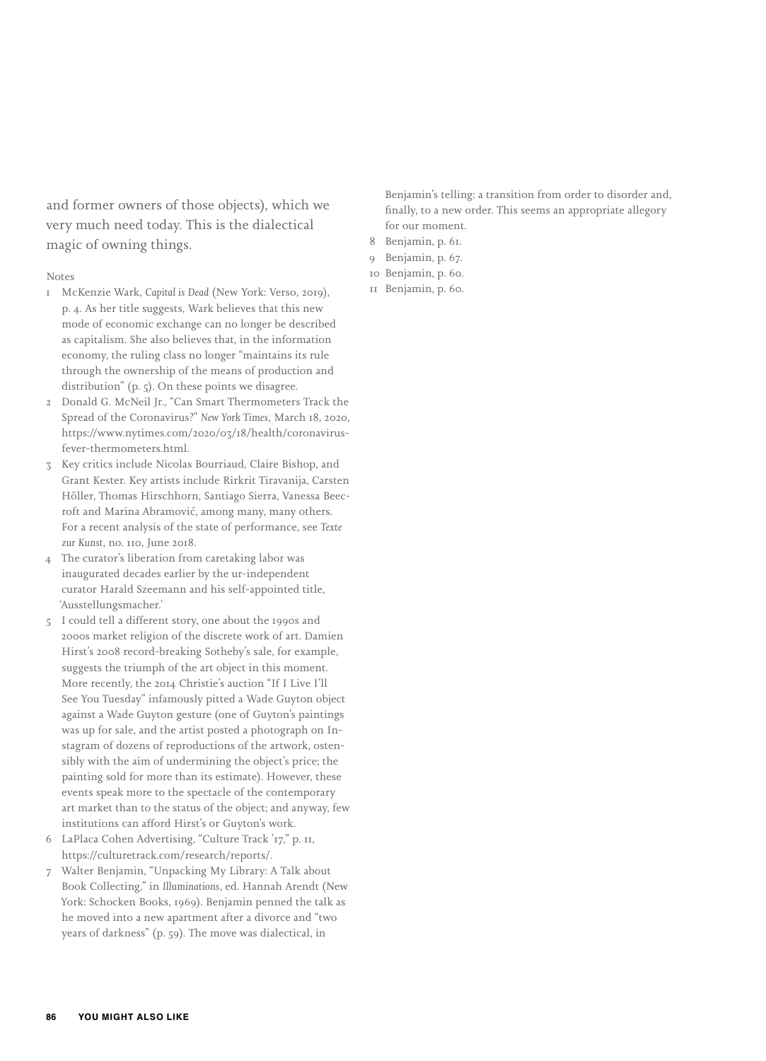and former owners of those objects), which we very much need today. This is the dialectical magic of owning things.

Notes

1 McKenzie Wark, *Capital is Dead* (New York: Verso, 2019), p. 4. As her title suggests, Wark believes that this new mode of economic exchange can no longer be described as capitalism. She also believes that, in the information economy, the ruling class no longer "maintains its rule through the ownership of the means of production and distribution" (p. 5). On these points we disagree.

2 Donald G. McNeil Jr., "Can Smart Thermometers Track the Spread of the Coronavirus?" *New York Times*, March 18, 2020, https://www.nytimes.com/2020/03/18/health/coronavirus-fever-thermometers.html.

3 Key critics include Nicolas Bourriaud, Claire Bishop, and Grant Kester. Key artists include Rirkrit Tiravanija, Carsten Höller, Thomas Hirschhorn, Santiago Sierra, Vanessa Beecroft and Marina Abramović, among many, many others. For a recent analysis of the state of performance, see *Texte zur Kunst*, no. 110, June 2018.

4 The curator's liberation from caretaking labor was inaugurated decades earlier by the ur-independent curator Harald Szeemann and his self-appointed title, 'Ausstellungsmacher.'

5 I could tell a different story, one about the 1990s and 2000s market religion of the discrete work of art. Damien Hirst's 2008 record-breaking Sotheby's sale, for example, suggests the triumph of the art object in this moment. More recently, the 2014 Christie's auction "If I Live I'll See You Tuesday" infamously pitted a Wade Guyton object against a Wade Guyton gesture (one of Guyton's paintings was up for sale, and the artist posted a photograph on Instagram of dozens of reproductions of the artwork, ostensibly with the aim of undermining the object's price; the painting sold for more than its estimate). However, these events speak more to the spectacle of the contemporary art market than to the status of the object; and anyway, few institutions can afford Hirst's or Guyton's work.

6 LaPlaca Cohen Advertising, "Culture Track '17," p. 11, https://culturetrack.com/research/reports/.

7 Walter Benjamin, "Unpacking My Library: A Talk about Book Collecting," in *Illuminations*, ed. Hannah Arendt (New York: Schocken Books, 1969). Benjamin penned the talk as he moved into a new apartment after a divorce and "two years of darkness" (p. 59). The move was dialectical, in Benjamin's telling: a transition from order to disorder and, finally, to a new order. This seems an appropriate allegory for our moment.

8 Benjamin, p. 61.

9 Benjamin, p. 67.

10 Benjamin, p. 60.

11 Benjamin, p. 60.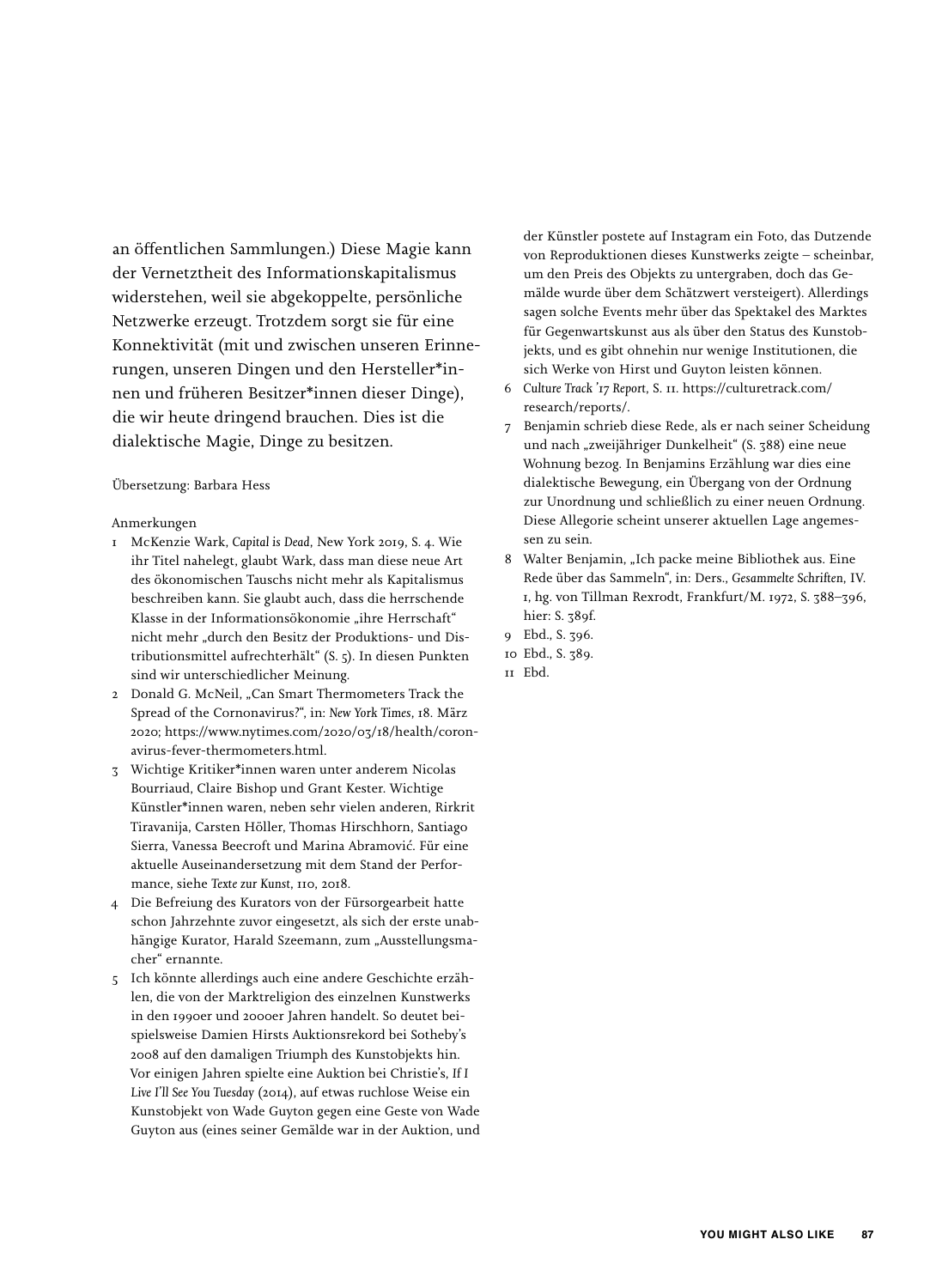an öffentlichen Sammlungen.) Diese Magie kann der Vernetztheit des Informationskapitalismus widerstehen, weil sie abgekoppelte, persönliche Netzwerke erzeugt. Trotzdem sorgt sie für eine Konnektivität (mit und zwischen unseren Erinnerungen, unseren Dingen und den Hersteller*innen und früheren Besitzer*innen dieser Dinge), die wir heute dringend brauchen. Dies ist die dialektische Magie, Dinge zu besitzen.

Übersetzung: Barbara Hess

Anmerkungen

1. McKenzie Wark, *Capital is Dead*, New York 2019, S. 4. Wie ihr Titel nahelegt, glaubt Wark, dass man diese neue Art des ökonomischen Tauschs nicht mehr als Kapitalismus beschreiben kann. Sie glaubt auch, dass die herrschende Klasse in der Informationsökonomie „ihre Herrschaft" nicht mehr „durch den Besitz der Produktions- und Distributionsmittel aufrechterhält" (S. 5). In diesen Punkten sind wir unterschiedlicher Meinung.
2. Donald G. McNeil, „Can Smart Thermometers Track the Spread of the Cornonavirus?", in: *New York Times*, 18. März 2020; https://www.nytimes.com/2020/03/18/health/coronavirus-fever-thermometers.html.
3. Wichtige Kritiker*innen waren unter anderem Nicolas Bourriaud, Claire Bishop und Grant Kester. Wichtige Künstler*innen waren, neben sehr vielen anderen, Rirkrit Tiravanija, Carsten Höller, Thomas Hirschhorn, Santiago Sierra, Vanessa Beecroft und Marina Abramović. Für eine aktuelle Auseinandersetzung mit dem Stand der Performance, siehe *Texte zur Kunst*, 110, 2018.
4. Die Befreiung des Kurators von der Fürsorgearbeit hatte schon Jahrzehnte zuvor eingesetzt, als sich der erste unabhängige Kurator, Harald Szeemann, zum „Ausstellungsmacher" ernannte.
5. Ich könnte allerdings auch eine andere Geschichte erzählen, die von der Marktreligion des einzelnen Kunstwerks in den 1990er und 2000er Jahren handelt. So deutet beispielsweise Damien Hirsts Auktionsrekord bei Sotheby's 2008 auf den damaligen Triumph des Kunstobjekts hin. Vor einigen Jahren spielte eine Auktion bei Christie's, *If I Live I'll See You Tuesday* (2014), auf etwas ruchlose Weise ein Kunstobjekt von Wade Guyton gegen eine Geste von Wade Guyton aus (eines seiner Gemälde war in der Auktion, und der Künstler postete auf Instagram ein Foto, das Dutzende von Reproduktionen dieses Kunstwerks zeigte – scheinbar, um den Preis des Objekts zu untergraben, doch das Gemälde wurde über dem Schätzwert versteigert). Allerdings sagen solche Events mehr über das Spektakel des Marktes für Gegenwartskunst aus als über den Status des Kunstobjekts, und es gibt ohnehin nur wenige Institutionen, die sich Werke von Hirst und Guyton leisten können.
6. *Culture Track '17 Report*, S. 11. https://culturetrack.com/research/reports/.
7. Benjamin schrieb diese Rede, als er nach seiner Scheidung und nach „zweijähriger Dunkelheit" (S. 388) eine neue Wohnung bezog. In Benjamins Erzählung war dies eine dialektische Bewegung, ein Übergang von der Ordnung zur Unordnung und schließlich zu einer neuen Ordnung. Diese Allegorie scheint unserer aktuellen Lage angemessen zu sein.
8. Walter Benjamin, „Ich packe meine Bibliothek aus. Eine Rede über das Sammeln", in: Ders., *Gesammelte Schriften*, IV. 1, hg. von Tillman Rexrodt, Frankfurt/M. 1972, S. 388–396, hier: S. 389f.
9. Ebd., S. 396.
10. Ebd., S. 389.
11. Ebd.